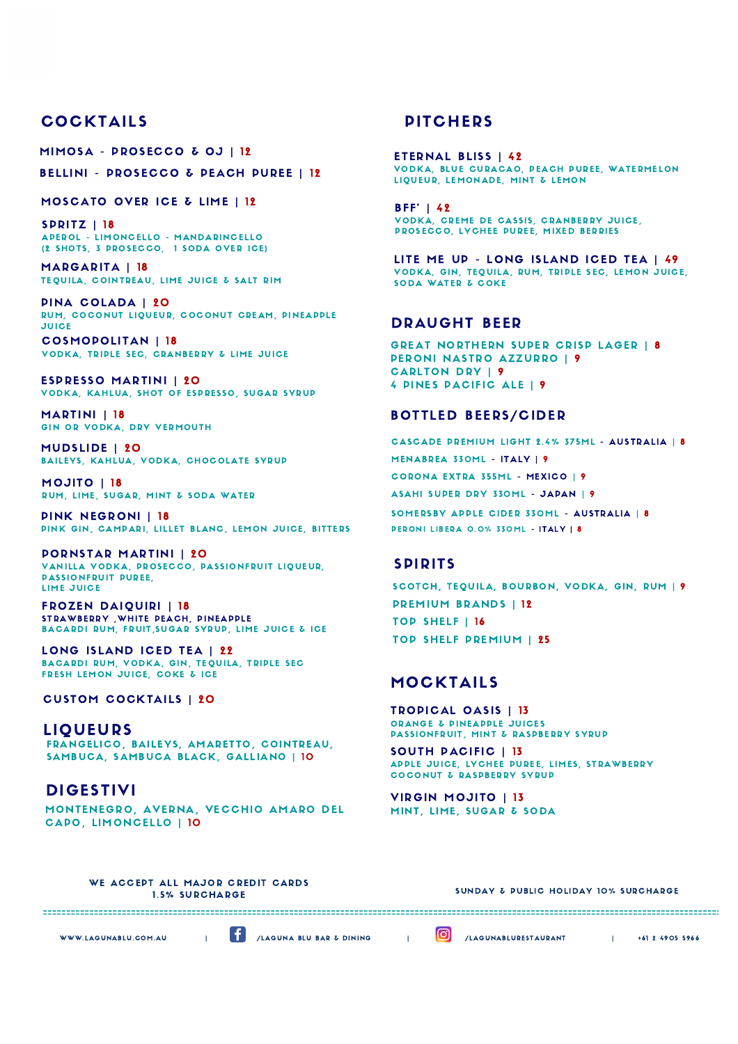## COCKTAILS

**MIMOSA - PROSECCO & OJ | 12**

**BELLINI - PROSECCO & PEACH PUREE | 12**

**MOSCATO OVER ICE & LIME | 12**

**SPRITZ | 18**
APEROL - LIMONCELLO - MANDARINCELLO
(2 SHOTS, 3 PROSECCO, 1 SODA OVER ICE)

**MARGARITA | 18**
TEQUILA, COINTREAU, LIME JUICE & SALT RIM

**PINA COLADA | 20**
RUM, COCONUT LIQUEUR, COCONUT CREAM, PINEAPPLE JUICE

**COSMOPOLITAN | 18**
VODKA, TRIPLE SEC, CRANBERRY & LIME JUICE

**ESPRESSO MARTINI | 20**
VODKA, KAHLUA, SHOT OF ESPRESSO, SUGAR SYRUP

**MARTINI | 18**
GIN OR VODKA, DRY VERMOUTH

**MUDSLIDE | 20**
BAILEYS, KAHLUA, VODKA, CHOCOLATE SYRUP

**MOJITO | 18**
RUM, LIME, SUGAR, MINT & SODA WATER

**PINK NEGRONI | 18**
PINK GIN, CAMPARI, LILLET BLANC, LEMON JUICE, BITTERS

**PORNSTAR MARTINI | 20**
VANILLA VODKA, PROSECCO, PASSIONFRUIT LIQUEUR, PASSIONFRUIT PUREE, LIME JUICE

**FROZEN DAIQUIRI | 18**
STRAWBERRY ,WHITE PEACH, PINEAPPLE
BACARDI RUM, FRUIT,SUGAR SYRUP, LIME JUICE & ICE

**LONG ISLAND ICED TEA | 22**
BACARDI RUM, VODKA, GIN, TEQUILA, TRIPLE SEC
FRESH LEMON JUICE, COKE & ICE

**CUSTOM COCKTAILS | 20**

## LIQUEURS

FRANGELICO, BAILEYS, AMARETTO, COINTREAU, SAMBUCA, SAMBUCA BLACK, GALLIANO | 10

## DIGESTIVI

MONTENEGRO, AVERNA, VECCHIO AMARO DEL CAPO, LIMONCELLO | 10

## PITCHERS

**ETERNAL BLISS | 42**
VODKA, BLUE CURACAO, PEACH PUREE, WATERMELON LIQUEUR, LEMONADE, MINT & LEMON

**BFF' | 42**
VODKA, CREME DE CASSIS, CRANBERRY JUICE, PROSECCO, LYCHEE PUREE, MIXED BERRIES

**LITE ME UP - LONG ISLAND ICED TEA | 49**
VODKA, GIN, TEQUILA, RUM, TRIPLE SEC, LEMON JUICE, SODA WATER & COKE

## DRAUGHT BEER

GREAT NORTHERN SUPER CRISP LAGER | 8
PERONI NASTRO AZZURRO | 9
CARLTON DRY | 9
4 PINES PACIFIC ALE | 9

## BOTTLED BEERS/CIDER

CASCADE PREMIUM LIGHT 2.4% 375ML - AUSTRALIA | 8
MENABREA 330ML - ITALY | 9
CORONA EXTRA 355ML - MEXICO | 9
ASAHI SUPER DRY 330ML - JAPAN | 9
SOMERSBY APPLE CIDER 330ML - AUSTRALIA | 8
PERONI LIBERA 0.0% 330ML - ITALY | 8

## SPIRITS

SCOTCH, TEQUILA, BOURBON, VODKA, GIN, RUM | 9
PREMIUM BRANDS | 12
TOP SHELF | 16
TOP SHELF PREMIUM | 25

## MOCKTAILS

**TROPICAL OASIS | 13**
ORANGE & PINEAPPLE JUICES
PASSIONFRUIT, MINT & RASPBERRY SYRUP

**SOUTH PACIFIC | 13**
APPLE JUICE, LYCHEE PUREE, LIMES, STRAWBERRY
COCONUT & RASPBERRY SYRUP

**VIRGIN MOJITO | 13**
MINT, LIME, SUGAR & SODA

WE ACCEPT ALL MAJOR CREDIT CARDS
1.5% SURCHARGE

SUNDAY & PUBLIC HOLIDAY 10% SURCHARGE

WWW.LAGUNABLU.COM.AU | /LAGUNA BLU BAR & DINING | /LAGUNABLURESTAURANT | +61 2 4905 5966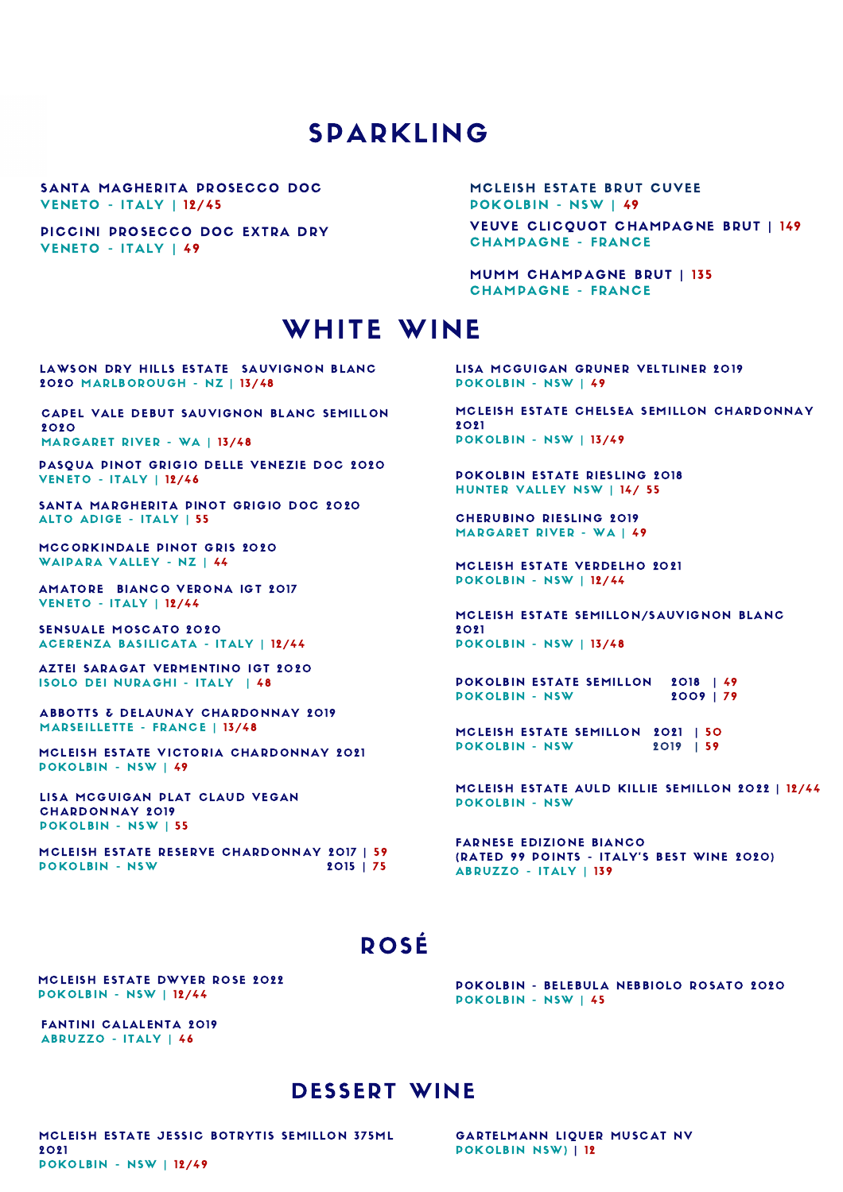# SPARKLING

**SANTA MAGHERITA PROSECCO DOC**
VENETO - ITALY | 12/45

**PICCINI PROSECCO DOC EXTRA DRY**
VENETO - ITALY | 49

**MCLEISH ESTATE BRUT CUVEE**
POKOLBIN - NSW | 49

**VEUVE CLICQUOT CHAMPAGNE BRUT | 149**
CHAMPAGNE - FRANCE

**MUMM CHAMPAGNE BRUT | 135**
CHAMPAGNE - FRANCE

# WHITE WINE

**LAWSON DRY HILLS ESTATE SAUVIGNON BLANC 2020** MARLBOROUGH - NZ | 13/48

**CAPEL VALE DEBUT SAUVIGNON BLANC SEMILLON 2020**
MARGARET RIVER - WA | 13/48

**PASQUA PINOT GRIGIO DELLE VENEZIE DOC 2020**
VENETO - ITALY | 12/46

**SANTA MARGHERITA PINOT GRIGIO DOC 2020**
ALTO ADIGE - ITALY | 55

**MCCORKINDALE PINOT GRIS 2020**
WAIPARA VALLEY - NZ | 44

**AMATORE BIANCO VERONA IGT 2017**
VENETO - ITALY | 12/44

**SENSUALE MOSCATO 2020**
ACERENZA BASILICATA - ITALY | 12/44

**AZTEI SARAGAT VERMENTINO IGT 2020**
ISOLO DEI NURAGHI - ITALY | 48

**ABBOTTS & DELAUNAY CHARDONNAY 2019**
MARSEILLETTE - FRANCE | 13/48

**MCLEISH ESTATE VICTORIA CHARDONNAY 2021**
POKOLBIN - NSW | 49

**LISA MCGUIGAN PLAT CLAUD VEGAN CHARDONNAY 2019**
POKOLBIN - NSW | 55

**MCLEISH ESTATE RESERVE CHARDONNAY 2017 | 59**
POKOLBIN - NSW 2015 | 75

**LISA MCGUIGAN GRUNER VELTLINER 2019**
POKOLBIN - NSW | 49

**MCLEISH ESTATE CHELSEA SEMILLON CHARDONNAY 2021**
POKOLBIN - NSW | 13/49

**POKOLBIN ESTATE RIESLING 2018**
HUNTER VALLEY NSW | 14/ 55

**CHERUBINO RIESLING 2019**
MARGARET RIVER - WA | 49

**MCLEISH ESTATE VERDELHO 2021**
POKOLBIN - NSW | 12/44

**MCLEISH ESTATE SEMILLON/SAUVIGNON BLANC 2021**
POKOLBIN - NSW | 13/48

**POKOLBIN ESTATE SEMILLON 2018 | 49**
POKOLBIN - NSW 2009 | 79

**MCLEISH ESTATE SEMILLON 2021 | 50**
POKOLBIN - NSW 2019 | 59

**MCLEISH ESTATE AULD KILLIE SEMILLON 2022 | 12/44**
POKOLBIN - NSW

**FARNESE EDIZIONE BIANCO (RATED 99 POINTS - ITALY'S BEST WINE 2020)**
ABRUZZO - ITALY | 139

# ROSÉ

**MCLEISH ESTATE DWYER ROSE 2022**
POKOLBIN - NSW | 12/44

**FANTINI CALALENTA 2019**
ABRUZZO - ITALY | 46

**POKOLBIN - BELEBULA NEBBIOLO ROSATO 2020**
POKOLBIN - NSW | 45

# DESSERT WINE

**MCLEISH ESTATE JESSIC BOTRYTIS SEMILLON 375ML 2021**
POKOLBIN - NSW | 12/49

**GARTELMANN LIQUER MUSCAT NV**
POKOLBIN NSW) | 12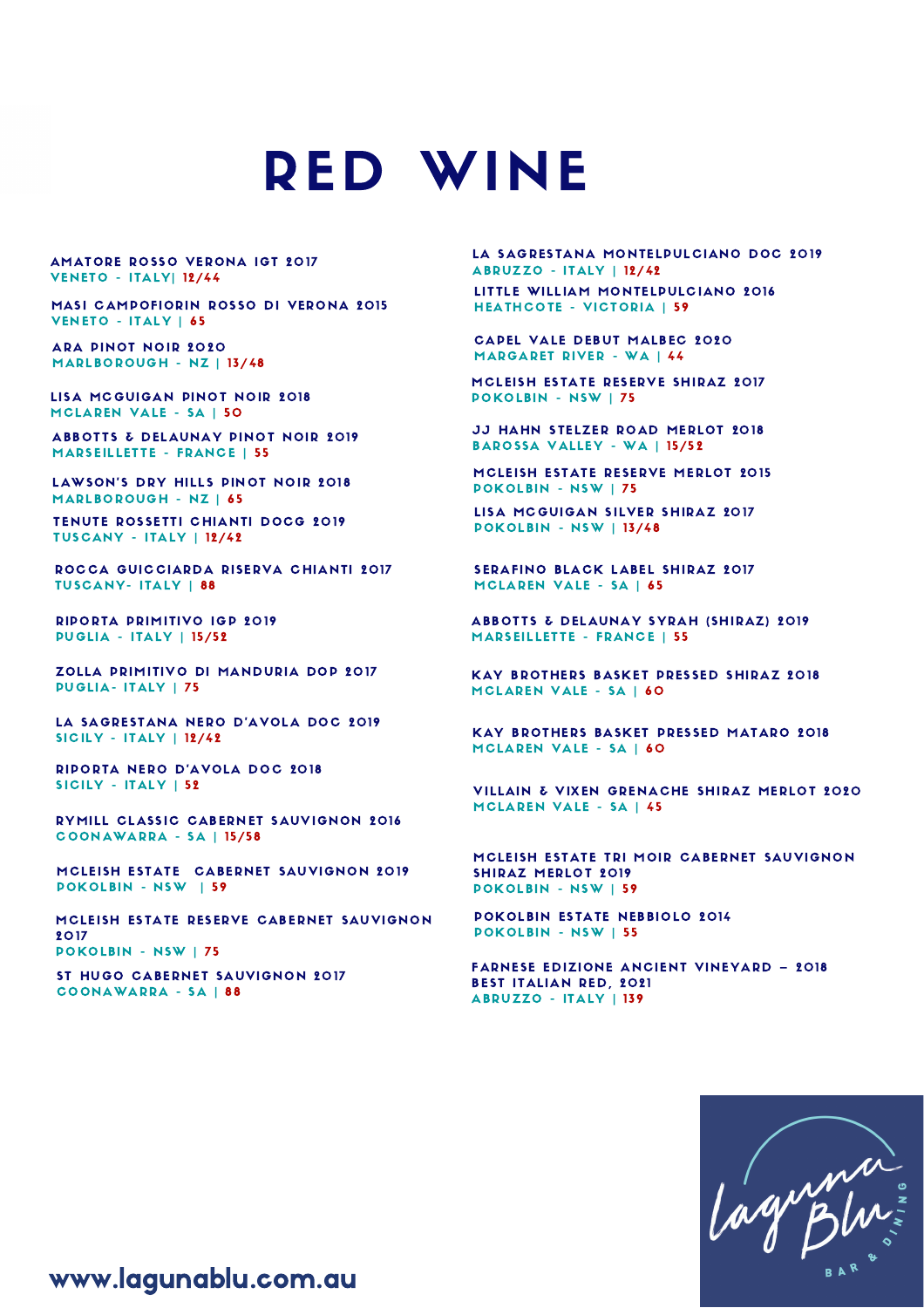# RED WINE

**AMATORE ROSSO VERONA IGT 2017**
VENETO - ITALY| 12/44

**MASI CAMPOFIORIN ROSSO DI VERONA 2015**
VENETO - ITALY | 65

**ARA PINOT NOIR 2020**
MARLBOROUGH - NZ | 13/48

**LISA MCGUIGAN PINOT NOIR 2018**
MCLAREN VALE - SA | 50

**ABBOTTS & DELAUNAY PINOT NOIR 2019**
MARSEILLETTE - FRANCE | 55

**LAWSON'S DRY HILLS PINOT NOIR 2018**
MARLBOROUGH - NZ | 65

**TENUTE ROSSETTI CHIANTI DOCG 2019**
TUSCANY - ITALY | 12/42

**ROCCA GUICCIARDA RISERVA CHIANTI 2017**
TUSCANY- ITALY | 88

**RIPORTA PRIMITIVO IGP 2019**
PUGLIA - ITALY | 15/52

**ZOLLA PRIMITIVO DI MANDURIA DOP 2017**
PUGLIA- ITALY | 75

**LA SAGRESTANA NERO D'AVOLA DOC 2019**
SICILY - ITALY | 12/42

**RIPORTA NERO D'AVOLA DOC 2018**
SICILY - ITALY | 52

**RYMILL CLASSIC CABERNET SAUVIGNON 2016**
COONAWARRA - SA | 15/58

**MCLEISH ESTATE CABERNET SAUVIGNON 2019**
POKOLBIN - NSW | 59

**MCLEISH ESTATE RESERVE CABERNET SAUVIGNON 2017**
POKOLBIN - NSW | 75

**ST HUGO CABERNET SAUVIGNON 2017**
COONAWARRA - SA | 88

**LA SAGRESTANA MONTELPULCIANO DOC 2019**
ABRUZZO - ITALY | 12/42

**LITTLE WILLIAM MONTELPULCIANO 2016**
HEATHCOTE - VICTORIA | 59

**CAPEL VALE DEBUT MALBEC 2020**
MARGARET RIVER - WA | 44

**MCLEISH ESTATE RESERVE SHIRAZ 2017**
POKOLBIN - NSW | 75

**JJ HAHN STELZER ROAD MERLOT 2018**
BAROSSA VALLEY - WA | 15/52

**MCLEISH ESTATE RESERVE MERLOT 2015**
POKOLBIN - NSW | 75

**LISA MCGUIGAN SILVER SHIRAZ 2017**
POKOLBIN - NSW | 13/48

**SERAFINO BLACK LABEL SHIRAZ 2017**
MCLAREN VALE - SA | 65

**ABBOTTS & DELAUNAY SYRAH (SHIRAZ) 2019**
MARSEILLETTE - FRANCE | 55

**KAY BROTHERS BASKET PRESSED SHIRAZ 2018**
MCLAREN VALE - SA | 60

**KAY BROTHERS BASKET PRESSED MATARO 2018**
MCLAREN VALE - SA | 60

**VILLAIN & VIXEN GRENACHE SHIRAZ MERLOT 2020**
MCLAREN VALE - SA | 45

**MCLEISH ESTATE TRI MOIR CABERNET SAUVIGNON SHIRAZ MERLOT 2019**
POKOLBIN - NSW | 59

**POKOLBIN ESTATE NEBBIOLO 2014**
POKOLBIN - NSW | 55

**FARNESE EDIZIONE ANCIENT VINEYARD – 2018 BEST ITALIAN RED, 2021**
ABRUZZO - ITALY | 139

www.lagunablu.com.au

Laguna Blu BAR & DINING